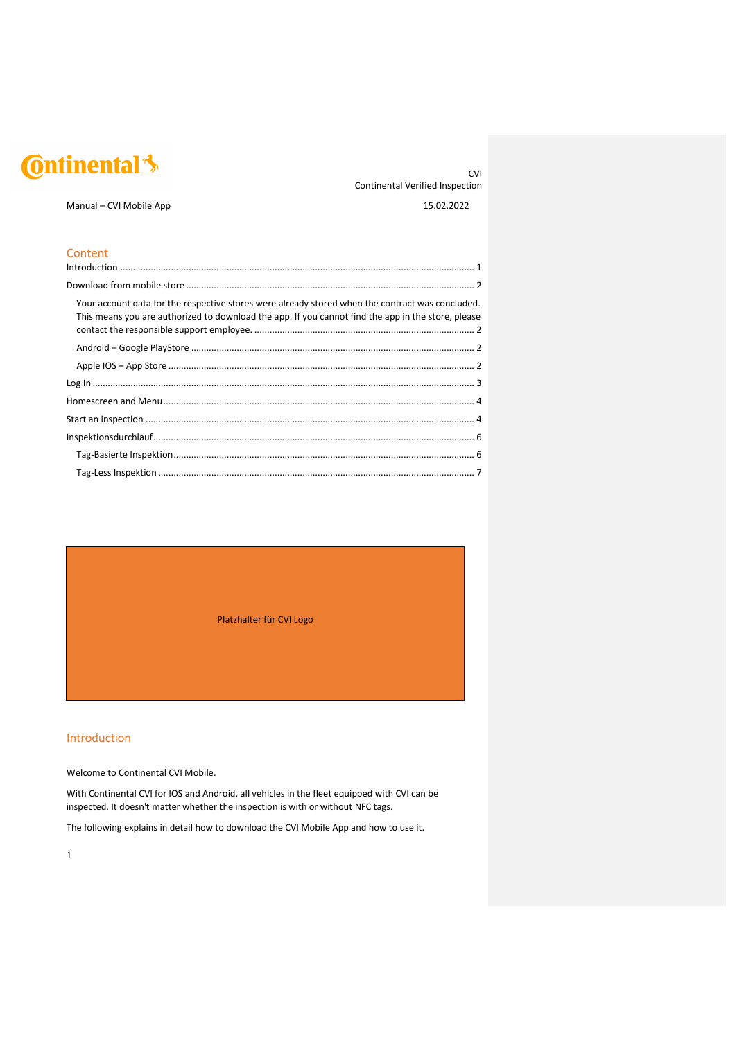Continental

CVI
Continental Verified Inspection

Manual – CVI Mobile App

15.02.2022

## Content

Introduction ........ 1

Download from mobile store ........ 2

- Your account data for the respective stores were already stored when the contract was concluded. This means you are authorized to download the app. If you cannot find the app in the store, please contact the responsible support employee. ........ 2
- Android – Google PlayStore ........ 2
- Apple IOS – App Store ........ 2

Log In ........ 3

Homescreen and Menu ........ 4

Start an inspection ........ 4

Inspektionsdurchlauf ........ 6

- Tag-Basierte Inspektion ........ 6
- Tag-Less Inspektion ........ 7

Platzhalter für CVI Logo

## Introduction

Welcome to Continental CVI Mobile.

With Continental CVI for IOS and Android, all vehicles in the fleet equipped with CVI can be inspected. It doesn't matter whether the inspection is with or without NFC tags.

The following explains in detail how to download the CVI Mobile App and how to use it.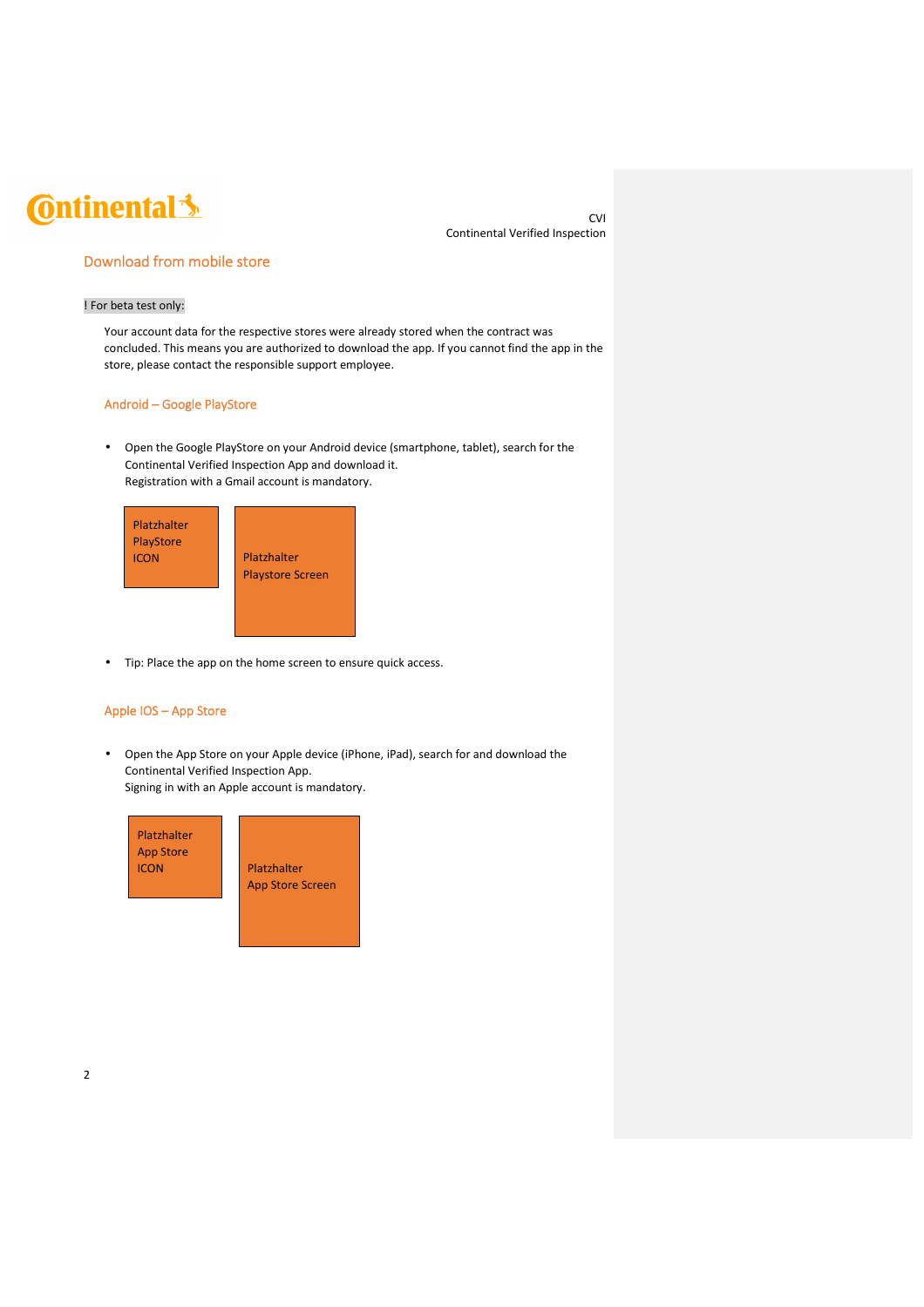## Download from mobile store

! For beta test only:

Your account data for the respective stores were already stored when the contract was concluded. This means you are authorized to download the app. If you cannot find the app in the store, please contact the responsible support employee.

### Android – Google PlayStore

- Open the Google PlayStore on your Android device (smartphone, tablet), search for the Continental Verified Inspection App and download it.
  Registration with a Gmail account is mandatory.

Platzhalter PlayStore ICON

Platzhalter Playstore Screen

- Tip: Place the app on the home screen to ensure quick access.

### Apple IOS – App Store

- Open the App Store on your Apple device (iPhone, iPad), search for and download the Continental Verified Inspection App.
  Signing in with an Apple account is mandatory.

Platzhalter App Store ICON

Platzhalter App Store Screen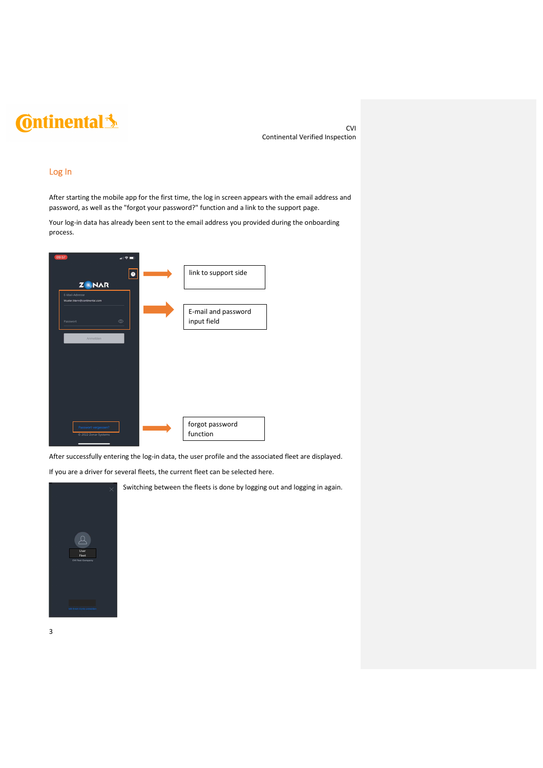## Log In

After starting the mobile app for the first time, the log in screen appears with the email address and password, as well as the "forgot your password?" function and a link to the support page.

Your log-in data has already been sent to the email address you provided during the onboarding process.

link to support side

E-mail and password input field

forgot password function

After successfully entering the log-in data, the user profile and the associated fleet are displayed.

If you are a driver for several fleets, the current fleet can be selected here.

Switching between the fleets is done by logging out and logging in again.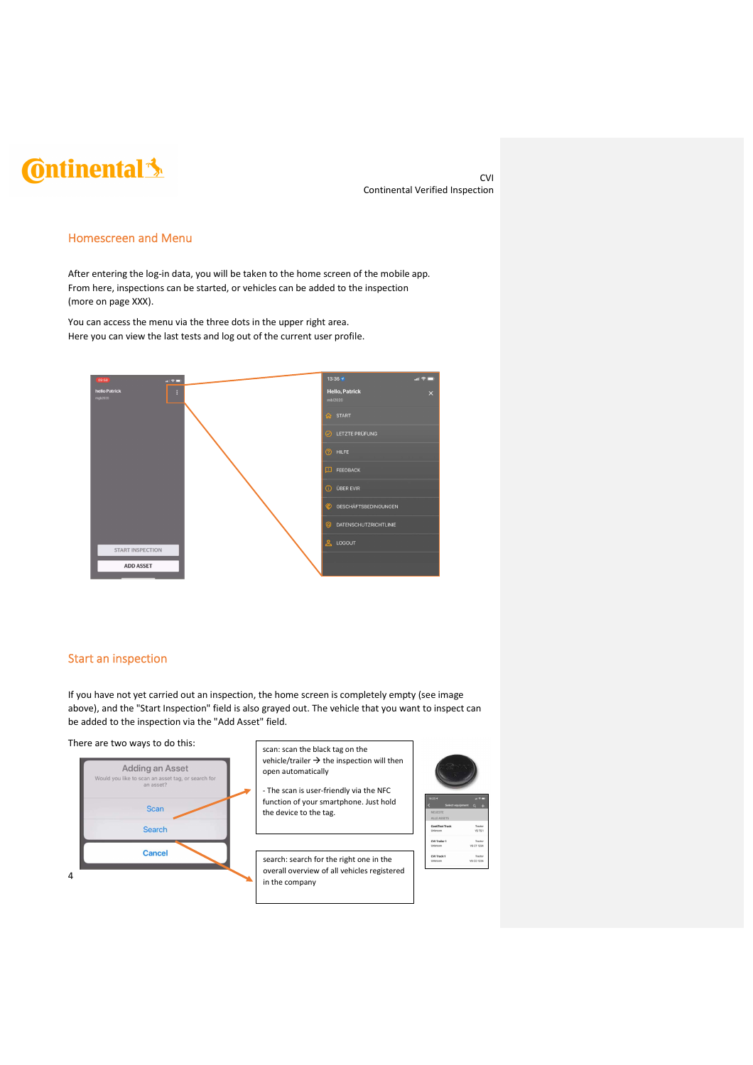## Homescreen and Menu

After entering the log-in data, you will be taken to the home screen of the mobile app. From here, inspections can be started, or vehicles can be added to the inspection (more on page XXX).

You can access the menu via the three dots in the upper right area. Here you can view the last tests and log out of the current user profile.

## Start an inspection

If you have not yet carried out an inspection, the home screen is completely empty (see image above), and the "Start Inspection" field is also grayed out. The vehicle that you want to inspect can be added to the inspection via the "Add Asset" field.

There are two ways to do this:

scan: scan the black tag on the vehicle/trailer → the inspection will then open automatically

- The scan is user-friendly via the NFC function of your smartphone. Just hold the device to the tag.

search: search for the right one in the overall overview of all vehicles registered in the company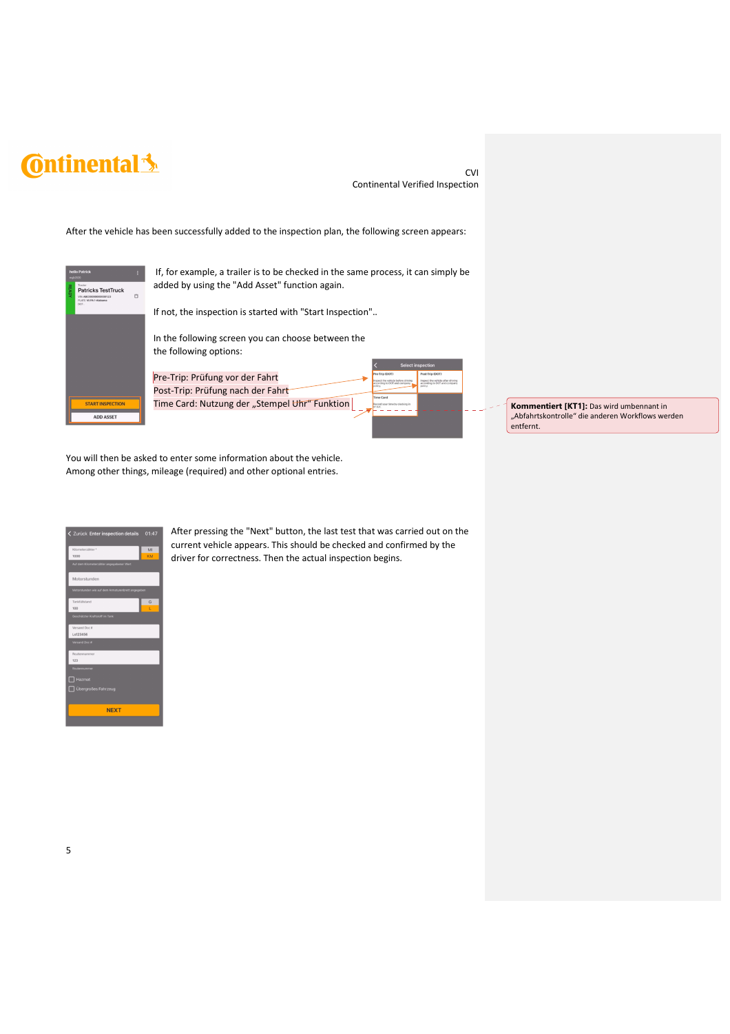After the vehicle has been successfully added to the inspection plan, the following screen appears:

If, for example, a trailer is to be checked in the same process, it can simply be added by using the "Add Asset" function again.

If not, the inspection is started with "Start Inspection"..

In the following screen you can choose between the the following options:

Pre-Trip: Prüfung vor der Fahrt
Post-Trip: Prüfung nach der Fahrt
Time Card: Nutzung der „Stempel Uhr“ Funktion

**Kommentiert [KT1]:** Das wird umbenannt in „Abfahrtskontrolle“ die anderen Workflows werden entfernt.

You will then be asked to enter some information about the vehicle.
Among other things, mileage (required) and other optional entries.

After pressing the "Next" button, the last test that was carried out on the current vehicle appears. This should be checked and confirmed by the driver for correctness. Then the actual inspection begins.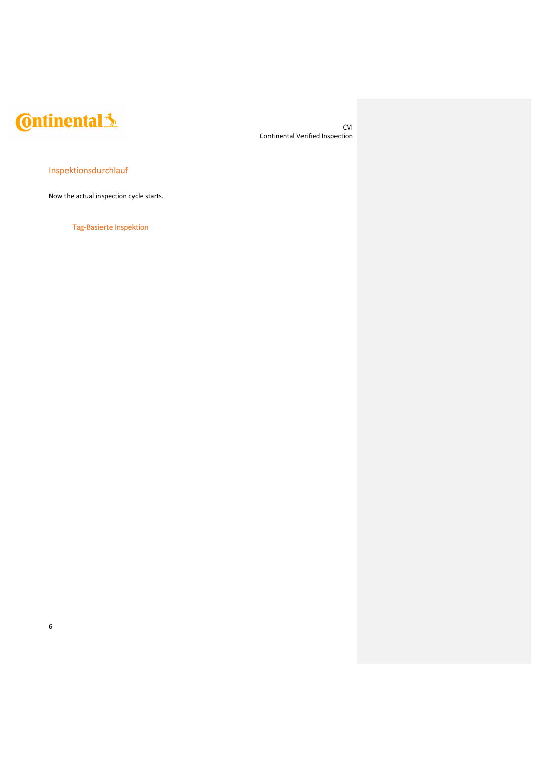## Inspektionsdurchlauf

Now the actual inspection cycle starts.

### Tag-Basierte Inspektion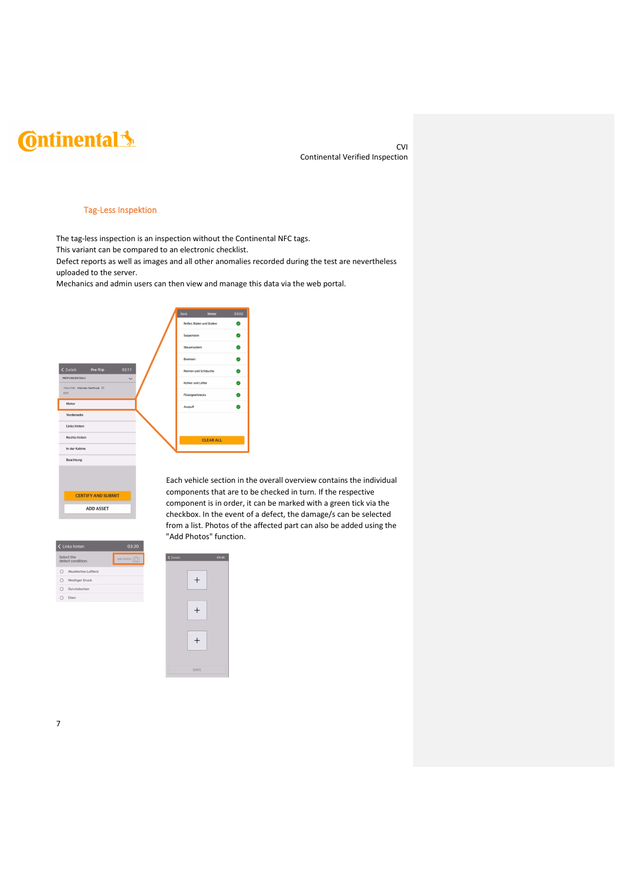## Tag-Less Inspektion

The tag-less inspection is an inspection without the Continental NFC tags.
This variant can be compared to an electronic checklist.
Defect reports as well as images and all other anomalies recorded during the test are nevertheless uploaded to the server.
Mechanics and admin users can then view and manage this data via the web portal.

Each vehicle section in the overall overview contains the individual components that are to be checked in turn. If the respective component is in order, it can be marked with a green tick via the checkbox. In the event of a defect, the damage/s can be selected from a list. Photos of the affected part can also be added using the "Add Photos" function.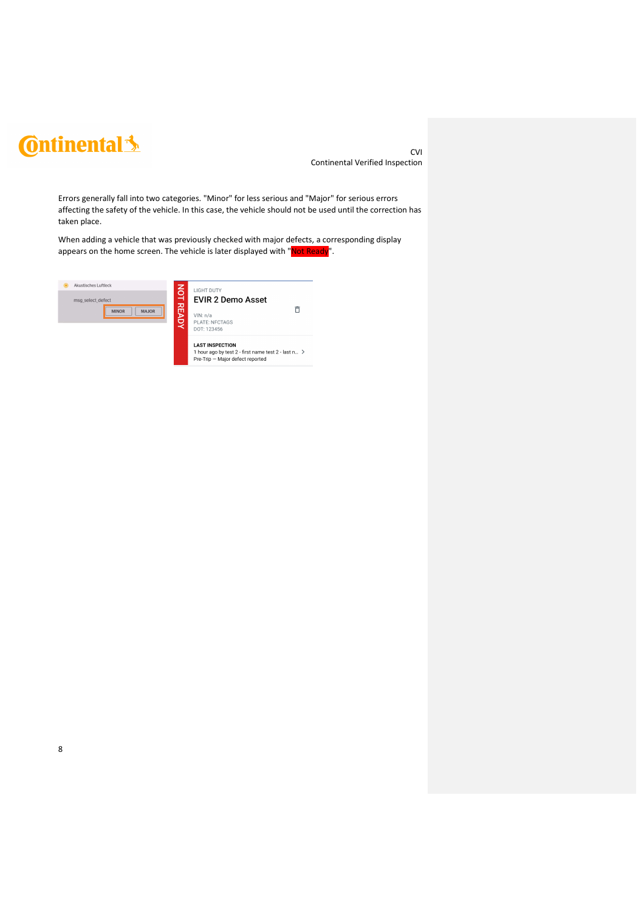Errors generally fall into two categories. "Minor" for less serious and "Major" for serious errors affecting the safety of the vehicle. In this case, the vehicle should not be used until the correction has taken place.

When adding a vehicle that was previously checked with major defects, a corresponding display appears on the home screen. The vehicle is later displayed with "Not Ready".